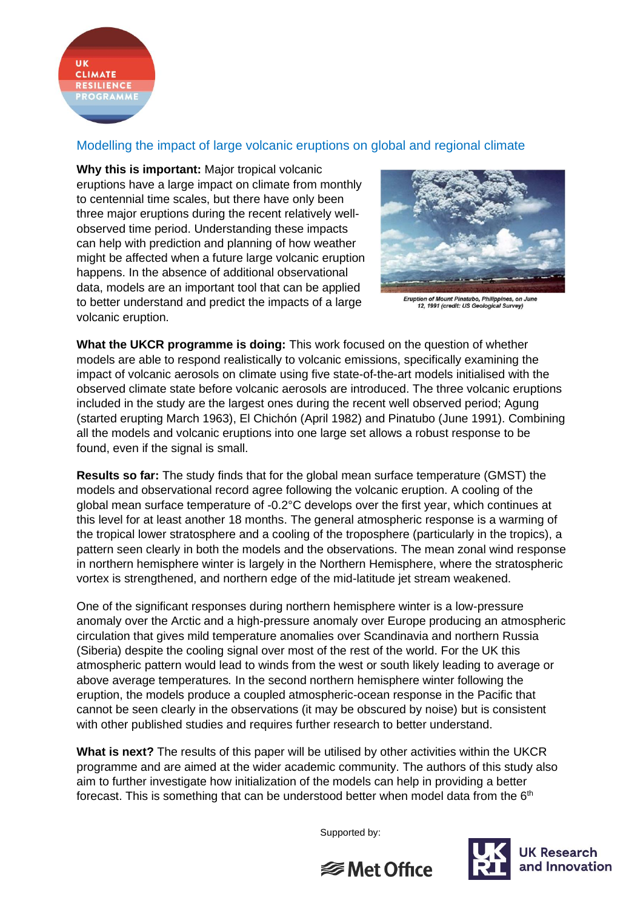UK CLIMATE RESILIENCE PROGRAMME

## Modelling the impact of large volcanic eruptions on global and regional climate

**Why this is important:** Major tropical volcanic eruptions have a large impact on climate from monthly to centennial time scales, but there have only been three major eruptions during the recent relatively well-observed time period. Understanding these impacts can help with prediction and planning of how weather might be affected when a future large volcanic eruption happens. In the absence of additional observational data, models are an important tool that can be applied to better understand and predict the impacts of a large volcanic eruption.

*Eruption of Mount Pinatubo, Philippines, on June 12, 1991 (credit: US Geological Survey)*

**What the UKCR programme is doing:** This work focused on the question of whether models are able to respond realistically to volcanic emissions, specifically examining the impact of volcanic aerosols on climate using five state-of-the-art models initialised with the observed climate state before volcanic aerosols are introduced. The three volcanic eruptions included in the study are the largest ones during the recent well observed period; Agung (started erupting March 1963), El Chichón (April 1982) and Pinatubo (June 1991). Combining all the models and volcanic eruptions into one large set allows a robust response to be found, even if the signal is small.

**Results so far:** The study finds that for the global mean surface temperature (GMST) the models and observational record agree following the volcanic eruption. A cooling of the global mean surface temperature of -0.2°C develops over the first year, which continues at this level for at least another 18 months. The general atmospheric response is a warming of the tropical lower stratosphere and a cooling of the troposphere (particularly in the tropics), a pattern seen clearly in both the models and the observations. The mean zonal wind response in northern hemisphere winter is largely in the Northern Hemisphere, where the stratospheric vortex is strengthened, and northern edge of the mid-latitude jet stream weakened.

One of the significant responses during northern hemisphere winter is a low-pressure anomaly over the Arctic and a high-pressure anomaly over Europe producing an atmospheric circulation that gives mild temperature anomalies over Scandinavia and northern Russia (Siberia) despite the cooling signal over most of the rest of the world. For the UK this atmospheric pattern would lead to winds from the west or south likely leading to average or above average temperatures. In the second northern hemisphere winter following the eruption, the models produce a coupled atmospheric-ocean response in the Pacific that cannot be seen clearly in the observations (it may be obscured by noise) but is consistent with other published studies and requires further research to better understand.

**What is next?** The results of this paper will be utilised by other activities within the UKCR programme and are aimed at the wider academic community. The authors of this study also aim to further investigate how initialization of the models can help in providing a better forecast. This is something that can be understood better when model data from the 6th

Supported by: Met Office, UK Research and Innovation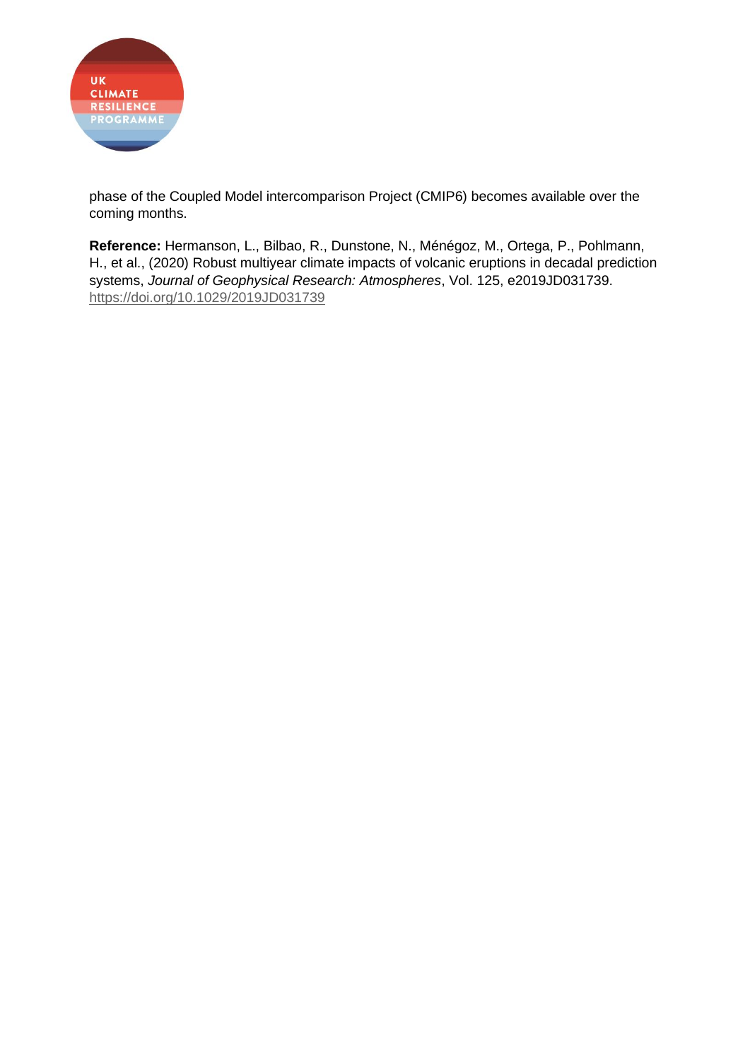phase of the Coupled Model intercomparison Project (CMIP6) becomes available over the coming months.

**Reference:** Hermanson, L., Bilbao, R., Dunstone, N., Ménégoz, M., Ortega, P., Pohlmann, H., et al., (2020) Robust multiyear climate impacts of volcanic eruptions in decadal prediction systems, *Journal of Geophysical Research: Atmospheres*, Vol. 125, e2019JD031739. https://doi.org/10.1029/2019JD031739